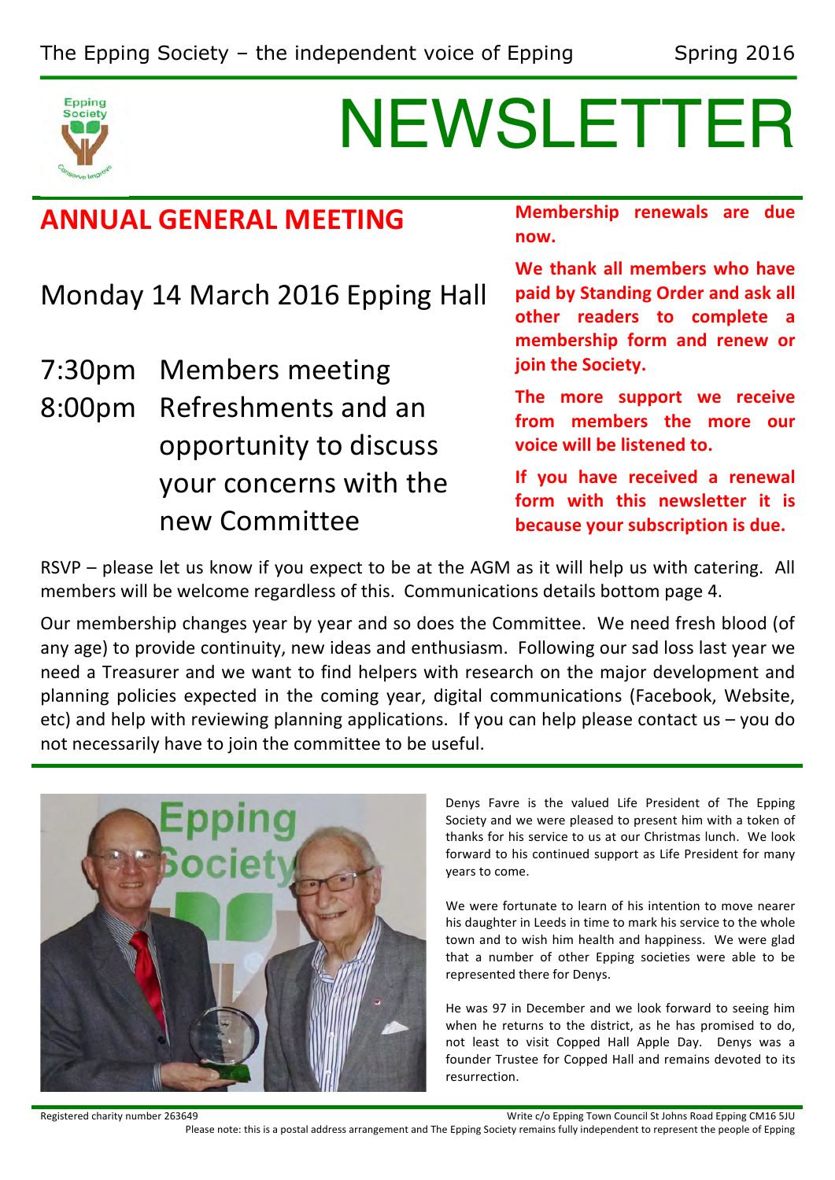The Epping Society – the independent voice of Epping

Spring 2016

# NEWSLETTER

## ANNUAL GENERAL MEETING

Monday 14 March 2016 Epping Hall

7:30pm Members meeting

8:00pm Refreshments and an opportunity to discuss your concerns with the new Committee

**Membership renewals are due now.**

**We thank all members who have paid by Standing Order and ask all other readers to complete a membership form and renew or join the Society.**

**The more support we receive from members the more our voice will be listened to.**

**If you have received a renewal form with this newsletter it is because your subscription is due.**

RSVP – please let us know if you expect to be at the AGM as it will help us with catering. All members will be welcome regardless of this. Communications details bottom page 4.

Our membership changes year by year and so does the Committee. We need fresh blood (of any age) to provide continuity, new ideas and enthusiasm. Following our sad loss last year we need a Treasurer and we want to find helpers with research on the major development and planning policies expected in the coming year, digital communications (Facebook, Website, etc) and help with reviewing planning applications. If you can help please contact us – you do not necessarily have to join the committee to be useful.

Denys Favre is the valued Life President of The Epping Society and we were pleased to present him with a token of thanks for his service to us at our Christmas lunch. We look forward to his continued support as Life President for many years to come.

We were fortunate to learn of his intention to move nearer his daughter in Leeds in time to mark his service to the whole town and to wish him health and happiness. We were glad that a number of other Epping societies were able to be represented there for Denys.

He was 97 in December and we look forward to seeing him when he returns to the district, as he has promised to do, not least to visit Copped Hall Apple Day. Denys was a founder Trustee for Copped Hall and remains devoted to its resurrection.

Registered charity number 263649

Write c/o Epping Town Council St Johns Road Epping CM16 5JU

Please note: this is a postal address arrangement and The Epping Society remains fully independent to represent the people of Epping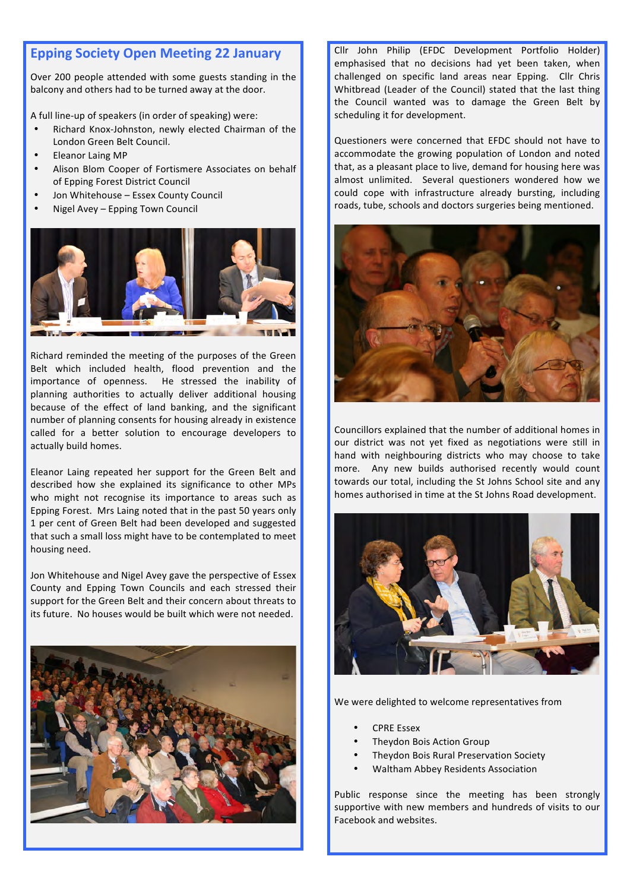## Epping Society Open Meeting 22 January

Over 200 people attended with some guests standing in the balcony and others had to be turned away at the door.

A full line-up of speakers (in order of speaking) were:

- Richard Knox-Johnston, newly elected Chairman of the London Green Belt Council.
- Eleanor Laing MP
- Alison Blom Cooper of Fortismere Associates on behalf of Epping Forest District Council
- Jon Whitehouse – Essex County Council
- Nigel Avey – Epping Town Council

Richard reminded the meeting of the purposes of the Green Belt which included health, flood prevention and the importance of openness. He stressed the inability of planning authorities to actually deliver additional housing because of the effect of land banking, and the significant number of planning consents for housing already in existence called for a better solution to encourage developers to actually build homes.

Eleanor Laing repeated her support for the Green Belt and described how she explained its significance to other MPs who might not recognise its importance to areas such as Epping Forest. Mrs Laing noted that in the past 50 years only 1 per cent of Green Belt had been developed and suggested that such a small loss might have to be contemplated to meet housing need.

Jon Whitehouse and Nigel Avey gave the perspective of Essex County and Epping Town Councils and each stressed their support for the Green Belt and their concern about threats to its future. No houses would be built which were not needed.

Cllr John Philip (EFDC Development Portfolio Holder) emphasised that no decisions had yet been taken, when challenged on specific land areas near Epping. Cllr Chris Whitbread (Leader of the Council) stated that the last thing the Council wanted was to damage the Green Belt by scheduling it for development.

Questioners were concerned that EFDC should not have to accommodate the growing population of London and noted that, as a pleasant place to live, demand for housing here was almost unlimited. Several questioners wondered how we could cope with infrastructure already bursting, including roads, tube, schools and doctors surgeries being mentioned.

Councillors explained that the number of additional homes in our district was not yet fixed as negotiations were still in hand with neighbouring districts who may choose to take more. Any new builds authorised recently would count towards our total, including the St Johns School site and any homes authorised in time at the St Johns Road development.

We were delighted to welcome representatives from

- CPRE Essex
- Theydon Bois Action Group
- Theydon Bois Rural Preservation Society
- Waltham Abbey Residents Association

Public response since the meeting has been strongly supportive with new members and hundreds of visits to our Facebook and websites.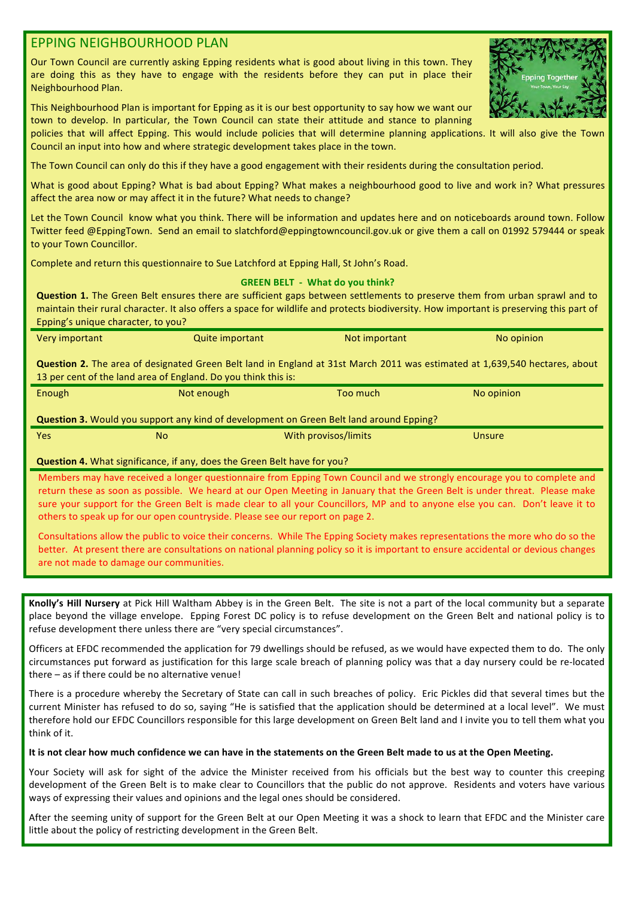## EPPING NEIGHBOURHOOD PLAN

Our Town Council are currently asking Epping residents what is good about living in this town. They are doing this as they have to engage with the residents before they can put in place their Neighbourhood Plan.

This Neighbourhood Plan is important for Epping as it is our best opportunity to say how we want our town to develop. In particular, the Town Council can state their attitude and stance to planning policies that will affect Epping. This would include policies that will determine planning applications. It will also give the Town Council an input into how and where strategic development takes place in the town.

The Town Council can only do this if they have a good engagement with their residents during the consultation period.

What is good about Epping? What is bad about Epping? What makes a neighbourhood good to live and work in? What pressures affect the area now or may affect it in the future? What needs to change?

Let the Town Council know what you think. There will be information and updates here and on noticeboards around town. Follow Twitter feed @EppingTown. Send an email to slatchford@eppingtowncouncil.gov.uk or give them a call on 01992 579444 or speak to your Town Councillor.

Complete and return this questionnaire to Sue Latchford at Epping Hall, St John's Road.

### GREEN BELT - What do you think?

**Question 1.** The Green Belt ensures there are sufficient gaps between settlements to preserve them from urban sprawl and to maintain their rural character. It also offers a space for wildlife and protects biodiversity. How important is preserving this part of Epping's unique character, to you?

| Very important | Quite important | Not important | No opinion |
|---|---|---|---|

**Question 2.** The area of designated Green Belt land in England at 31st March 2011 was estimated at 1,639,540 hectares, about 13 per cent of the land area of England. Do you think this is:

| Enough | Not enough | Too much | No opinion |
|---|---|---|---|

**Question 3.** Would you support any kind of development on Green Belt land around Epping?

| Yes | No | With provisos/limits | Unsure |
|---|---|---|---|

**Question 4.** What significance, if any, does the Green Belt have for you?

Members may have received a longer questionnaire from Epping Town Council and we strongly encourage you to complete and return these as soon as possible. We heard at our Open Meeting in January that the Green Belt is under threat. Please make sure your support for the Green Belt is made clear to all your Councillors, MP and to anyone else you can. Don't leave it to others to speak up for our open countryside. Please see our report on page 2.

Consultations allow the public to voice their concerns. While The Epping Society makes representations the more who do so the better. At present there are consultations on national planning policy so it is important to ensure accidental or devious changes are not made to damage our communities.

---

**Knolly's Hill Nursery** at Pick Hill Waltham Abbey is in the Green Belt. The site is not a part of the local community but a separate place beyond the village envelope. Epping Forest DC policy is to refuse development on the Green Belt and national policy is to refuse development there unless there are "very special circumstances".

Officers at EFDC recommended the application for 79 dwellings should be refused, as we would have expected them to do. The only circumstances put forward as justification for this large scale breach of planning policy was that a day nursery could be re-located there – as if there could be no alternative venue!

There is a procedure whereby the Secretary of State can call in such breaches of policy. Eric Pickles did that several times but the current Minister has refused to do so, saying "He is satisfied that the application should be determined at a local level". We must therefore hold our EFDC Councillors responsible for this large development on Green Belt land and I invite you to tell them what you think of it.

**It is not clear how much confidence we can have in the statements on the Green Belt made to us at the Open Meeting.**

Your Society will ask for sight of the advice the Minister received from his officials but the best way to counter this creeping development of the Green Belt is to make clear to Councillors that the public do not approve. Residents and voters have various ways of expressing their values and opinions and the legal ones should be considered.

After the seeming unity of support for the Green Belt at our Open Meeting it was a shock to learn that EFDC and the Minister care little about the policy of restricting development in the Green Belt.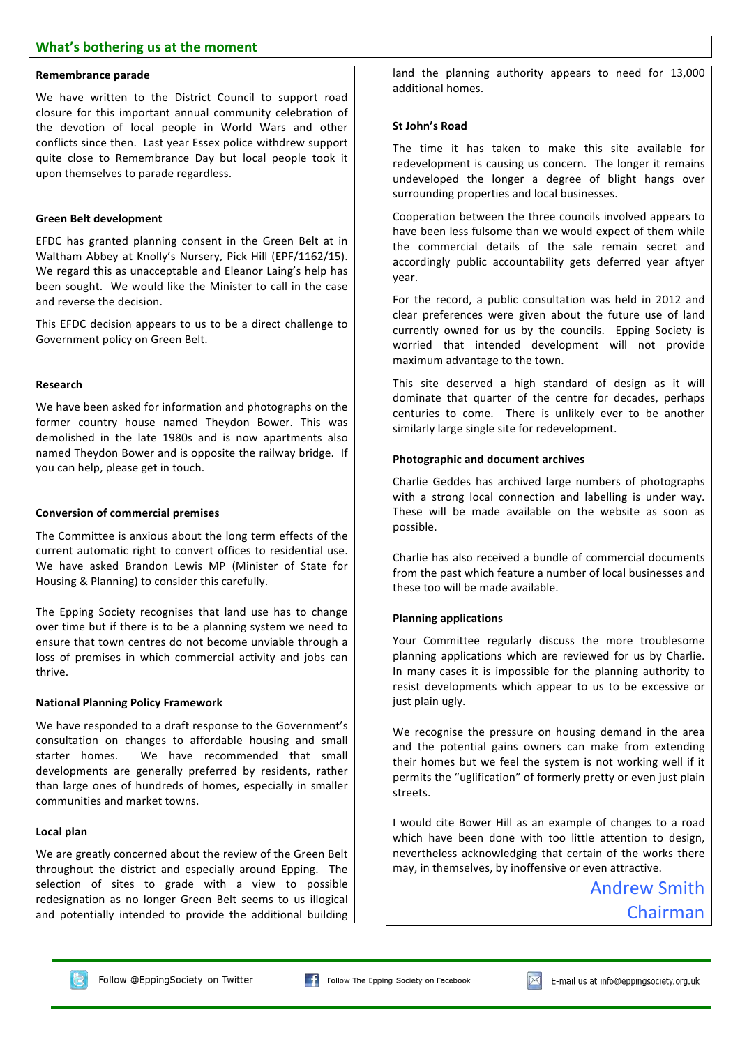## What's bothering us at the moment

### Remembrance parade

We have written to the District Council to support road closure for this important annual community celebration of the devotion of local people in World Wars and other conflicts since then. Last year Essex police withdrew support quite close to Remembrance Day but local people took it upon themselves to parade regardless.

### Green Belt development

EFDC has granted planning consent in the Green Belt at in Waltham Abbey at Knolly's Nursery, Pick Hill (EPF/1162/15). We regard this as unacceptable and Eleanor Laing's help has been sought. We would like the Minister to call in the case and reverse the decision.

This EFDC decision appears to us to be a direct challenge to Government policy on Green Belt.

### Research

We have been asked for information and photographs on the former country house named Theydon Bower. This was demolished in the late 1980s and is now apartments also named Theydon Bower and is opposite the railway bridge. If you can help, please get in touch.

### Conversion of commercial premises

The Committee is anxious about the long term effects of the current automatic right to convert offices to residential use. We have asked Brandon Lewis MP (Minister of State for Housing & Planning) to consider this carefully.

The Epping Society recognises that land use has to change over time but if there is to be a planning system we need to ensure that town centres do not become unviable through a loss of premises in which commercial activity and jobs can thrive.

### National Planning Policy Framework

We have responded to a draft response to the Government's consultation on changes to affordable housing and small starter homes. We have recommended that small developments are generally preferred by residents, rather than large ones of hundreds of homes, especially in smaller communities and market towns.

### Local plan

We are greatly concerned about the review of the Green Belt throughout the district and especially around Epping. The selection of sites to grade with a view to possible redesignation as no longer Green Belt seems to us illogical and potentially intended to provide the additional building land the planning authority appears to need for 13,000 additional homes.

### St John's Road

The time it has taken to make this site available for redevelopment is causing us concern. The longer it remains undeveloped the longer a degree of blight hangs over surrounding properties and local businesses.

Cooperation between the three councils involved appears to have been less fulsome than we would expect of them while the commercial details of the sale remain secret and accordingly public accountability gets deferred year aftyer year.

For the record, a public consultation was held in 2012 and clear preferences were given about the future use of land currently owned for us by the councils. Epping Society is worried that intended development will not provide maximum advantage to the town.

This site deserved a high standard of design as it will dominate that quarter of the centre for decades, perhaps centuries to come. There is unlikely ever to be another similarly large single site for redevelopment.

### Photographic and document archives

Charlie Geddes has archived large numbers of photographs with a strong local connection and labelling is under way. These will be made available on the website as soon as possible.

Charlie has also received a bundle of commercial documents from the past which feature a number of local businesses and these too will be made available.

### Planning applications

Your Committee regularly discuss the more troublesome planning applications which are reviewed for us by Charlie. In many cases it is impossible for the planning authority to resist developments which appear to us to be excessive or just plain ugly.

We recognise the pressure on housing demand in the area and the potential gains owners can make from extending their homes but we feel the system is not working well if it permits the "uglification" of formerly pretty or even just plain streets.

I would cite Bower Hill as an example of changes to a road which have been done with too little attention to design, nevertheless acknowledging that certain of the works there may, in themselves, by inoffensive or even attractive.

Andrew Smith
Chairman

Follow @EppingSociety on Twitter | Follow The Epping Society on Facebook | E-mail us at info@eppingsociety.org.uk